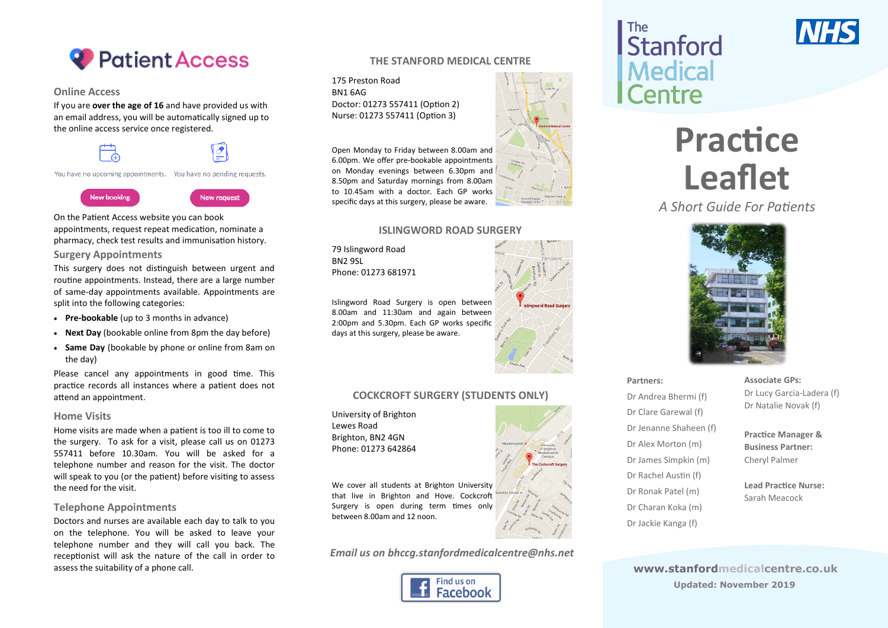# Patient Access

## Online Access

If you are **over the age of 16** and have provided us with an email address, you will be automatically signed up to the online access service once registered.

You have no upcoming appointments. You have no pending requests.

New booking New request

On the Patient Access website you can book appointments, request repeat medication, nominate a pharmacy, check test results and immunisation history.

## Surgery Appointments

This surgery does not distinguish between urgent and routine appointments. Instead, there are a large number of same-day appointments available. Appointments are split into the following categories:

- **Pre-bookable** (up to 3 months in advance)
- **Next Day** (bookable online from 8pm the day before)
- **Same Day** (bookable by phone or online from 8am on the day)

Please cancel any appointments in good time. This practice records all instances where a patient does not attend an appointment.

## Home Visits

Home visits are made when a patient is too ill to come to the surgery. To ask for a visit, please call us on 01273 557411 before 10.30am. You will be asked for a telephone number and reason for the visit. The doctor will speak to you (or the patient) before visiting to assess the need for the visit.

## Telephone Appointments

Doctors and nurses are available each day to talk to you on the telephone. You will be asked to leave your telephone number and they will call you back. The receptionist will ask the nature of the call in order to assess the suitability of a phone call.

## THE STANFORD MEDICAL CENTRE

175 Preston Road
BN1 6AG
Doctor: 01273 557411 (Option 2)
Nurse: 01273 557411 (Option 3)

Open Monday to Friday between 8.00am and 6.00pm. We offer pre-bookable appointments on Monday evenings between 6.30pm and 8.50pm and Saturday mornings from 8.00am to 10.45am with a doctor. Each GP works specific days at this surgery, please be aware.

## ISLINGWORD ROAD SURGERY

79 Islingword Road
BN2 9SL
Phone: 01273 681971

Islingword Road Surgery is open between 8.00am and 11:30am and again between 2:00pm and 5.30pm. Each GP works specific days at this surgery, please be aware.

## COCKCROFT SURGERY (STUDENTS ONLY)

University of Brighton
Lewes Road
Brighton, BN2 4GN
Phone: 01273 642864

We cover all students at Brighton University that live in Brighton and Hove. Cockcroft Surgery is open during term times only between 8.00am and 12 noon.

*Email us on bhccg.stanfordmedicalcentre@nhs.net*

Find us on Facebook

# The Stanford Medical Centre

NHS

# Practice Leaflet

*A Short Guide For Patients*

**Partners:**

Dr Andrea Bhermi (f)
Dr Clare Garewal (f)
Dr Jenanne Shaheen (f)
Dr Alex Morton (m)
Dr James Simpkin (m)
Dr Rachel Austin (f)
Dr Ronak Patel (m)
Dr Charan Koka (m)
Dr Jackie Kanga (f)

**Associate GPs:**

Dr Lucy Garcia-Ladera (f)
Dr Natalie Novak (f)

**Practice Manager & Business Partner:**

Cheryl Palmer

**Lead Practice Nurse:**

Sarah Meacock

**www.stanfordmedicalcentre.co.uk**

**Updated: November 2019**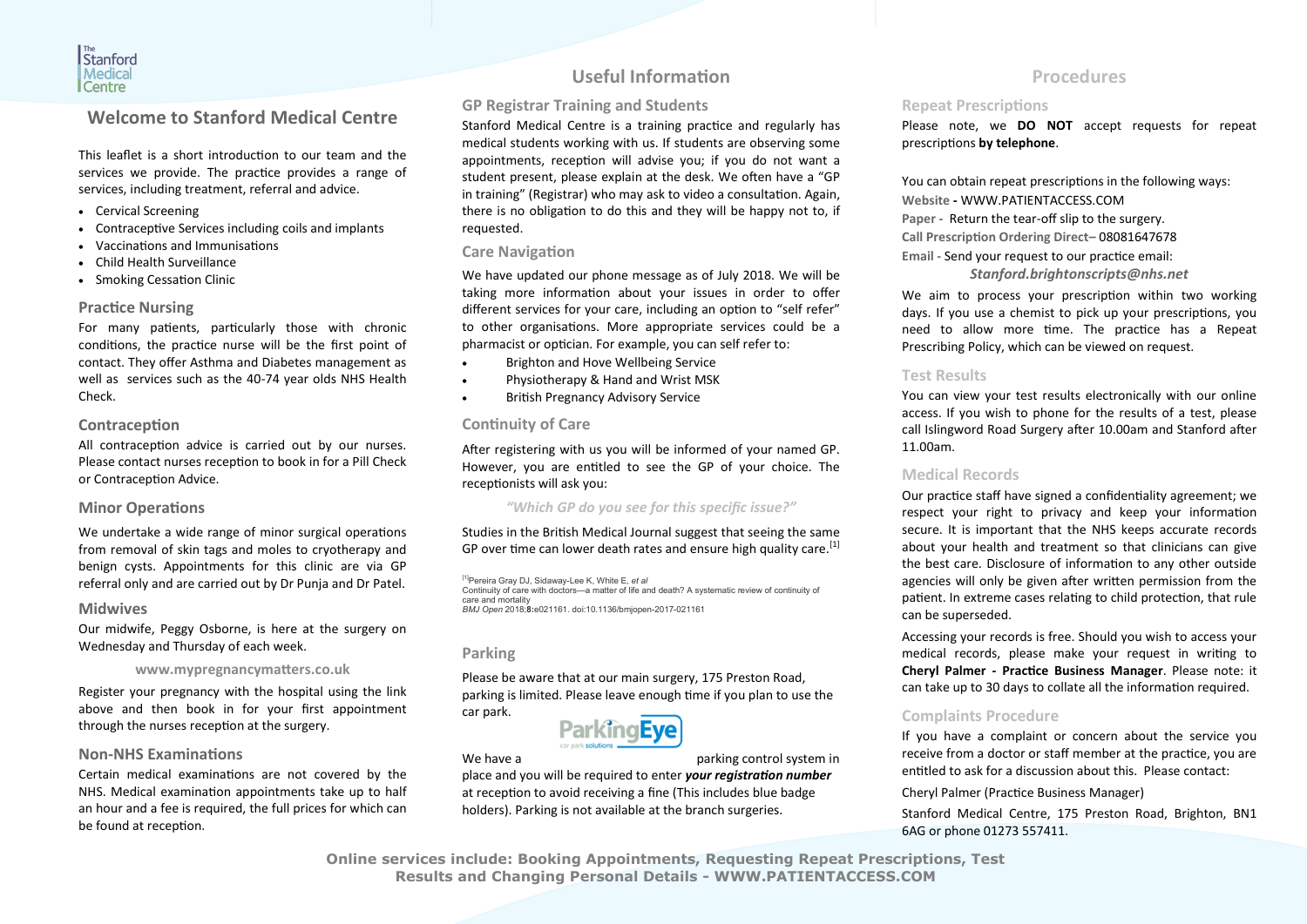The Stanford Medical Centre

## Welcome to Stanford Medical Centre

This leaflet is a short introduction to our team and the services we provide. The practice provides a range of services, including treatment, referral and advice.

- Cervical Screening
- Contraceptive Services including coils and implants
- Vaccinations and Immunisations
- Child Health Surveillance
- Smoking Cessation Clinic

### Practice Nursing

For many patients, particularly those with chronic conditions, the practice nurse will be the first point of contact. They offer Asthma and Diabetes management as well as services such as the 40-74 year olds NHS Health Check.

### Contraception

All contraception advice is carried out by our nurses. Please contact nurses reception to book in for a Pill Check or Contraception Advice.

### Minor Operations

We undertake a wide range of minor surgical operations from removal of skin tags and moles to cryotherapy and benign cysts. Appointments for this clinic are via GP referral only and are carried out by Dr Punja and Dr Patel.

### Midwives

Our midwife, Peggy Osborne, is here at the surgery on Wednesday and Thursday of each week.

**www.mypregnancymatters.co.uk**

Register your pregnancy with the hospital using the link above and then book in for your first appointment through the nurses reception at the surgery.

### Non-NHS Examinations

Certain medical examinations are not covered by the NHS. Medical examination appointments take up to half an hour and a fee is required, the full prices for which can be found at reception.

## Useful Information

### GP Registrar Training and Students

Stanford Medical Centre is a training practice and regularly has medical students working with us. If students are observing some appointments, reception will advise you; if you do not want a student present, please explain at the desk. We often have a "GP in training" (Registrar) who may ask to video a consultation. Again, there is no obligation to do this and they will be happy not to, if requested.

### Care Navigation

We have updated our phone message as of July 2018. We will be taking more information about your issues in order to offer different services for your care, including an option to "self refer" to other organisations. More appropriate services could be a pharmacist or optician. For example, you can self refer to:

- Brighton and Hove Wellbeing Service
- Physiotherapy & Hand and Wrist MSK
- British Pregnancy Advisory Service

### Continuity of Care

After registering with us you will be informed of your named GP. However, you are entitled to see the GP of your choice. The receptionists will ask you:

*"Which GP do you see for this specific issue?"*

Studies in the British Medical Journal suggest that seeing the same GP over time can lower death rates and ensure high quality care.[1]

[1]Pereira Gray DJ, Sidaway-Lee K, White E, *et al*
Continuity of care with doctors—a matter of life and death? A systematic review of continuity of care and mortality
*BMJ Open* 2018;**8**:e021161. doi:10.1136/bmjopen-2017-021161

### Parking

Please be aware that at our main surgery, 175 Preston Road, parking is limited. Please leave enough time if you plan to use the car park.

We have a ParkingEye car park solutions parking control system in place and you will be required to enter ***your registration number*** at reception to avoid receiving a fine (This includes blue badge holders). Parking is not available at the branch surgeries.

## Procedures

### Repeat Prescriptions

Please note, we **DO NOT** accept requests for repeat prescriptions **by telephone**.

You can obtain repeat prescriptions in the following ways:

**Website -** WWW.PATIENTACCESS.COM
**Paper -** Return the tear-off slip to the surgery.
**Call Prescription Ordering Direct–** 08081647678
**Email -** Send your request to our practice email:

***Stanford.brightonscripts@nhs.net***

We aim to process your prescription within two working days. If you use a chemist to pick up your prescriptions, you need to allow more time. The practice has a Repeat Prescribing Policy, which can be viewed on request.

### Test Results

You can view your test results electronically with our online access. If you wish to phone for the results of a test, please call Islingword Road Surgery after 10.00am and Stanford after 11.00am.

### Medical Records

Our practice staff have signed a confidentiality agreement; we respect your right to privacy and keep your information secure. It is important that the NHS keeps accurate records about your health and treatment so that clinicians can give the best care. Disclosure of information to any other outside agencies will only be given after written permission from the patient. In extreme cases relating to child protection, that rule can be superseded.

Accessing your records is free. Should you wish to access your medical records, please make your request in writing to **Cheryl Palmer - Practice Business Manager**. Please note: it can take up to 30 days to collate all the information required.

### Complaints Procedure

If you have a complaint or concern about the service you receive from a doctor or staff member at the practice, you are entitled to ask for a discussion about this. Please contact:

Cheryl Palmer (Practice Business Manager)

Stanford Medical Centre, 175 Preston Road, Brighton, BN1 6AG or phone 01273 557411.

**Online services include: Booking Appointments, Requesting Repeat Prescriptions, Test Results and Changing Personal Details - WWW.PATIENTACCESS.COM**